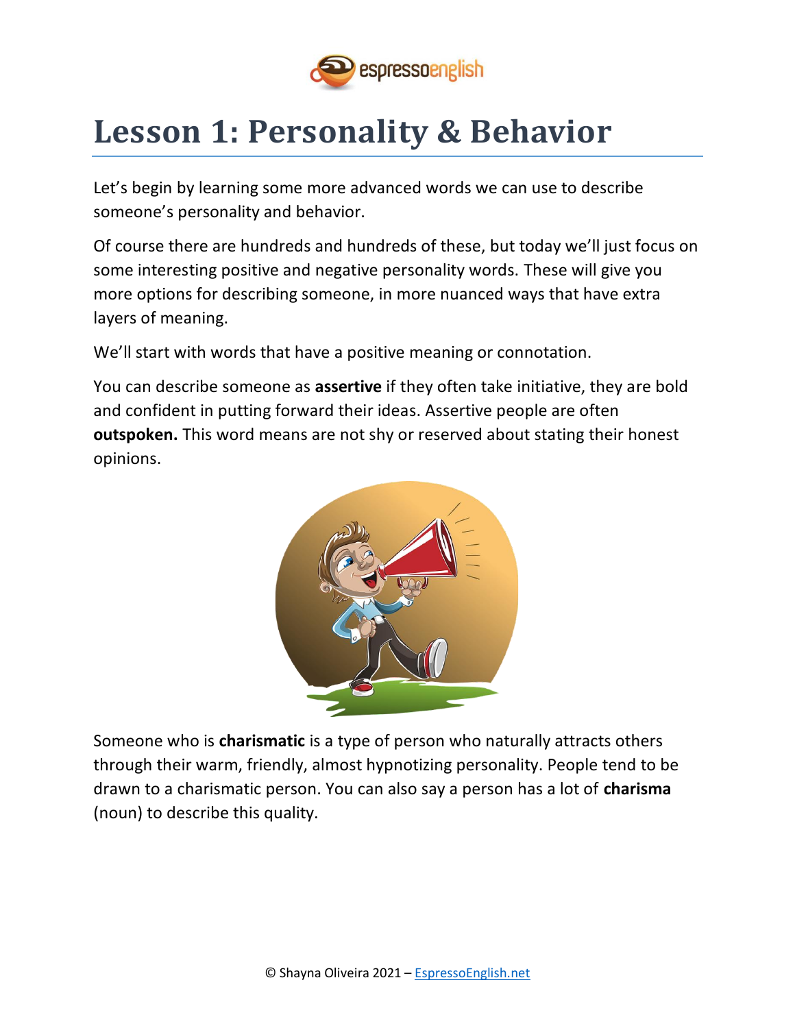# Lesson 1: Personality & Behavior

Let's begin by learning some more advanced words we can use to describe someone's personality and behavior.

Of course there are hundreds and hundreds of these, but today we'll just focus on some interesting positive and negative personality words. These will give you more options for describing someone, in more nuanced ways that have extra layers of meaning.

We'll start with words that have a positive meaning or connotation.

You can describe someone as **assertive** if they often take initiative, they are bold and confident in putting forward their ideas. Assertive people are often **outspoken.** This word means are not shy or reserved about stating their honest opinions.

Someone who is **charismatic** is a type of person who naturally attracts others through their warm, friendly, almost hypnotizing personality. People tend to be drawn to a charismatic person. You can also say a person has a lot of **charisma** (noun) to describe this quality.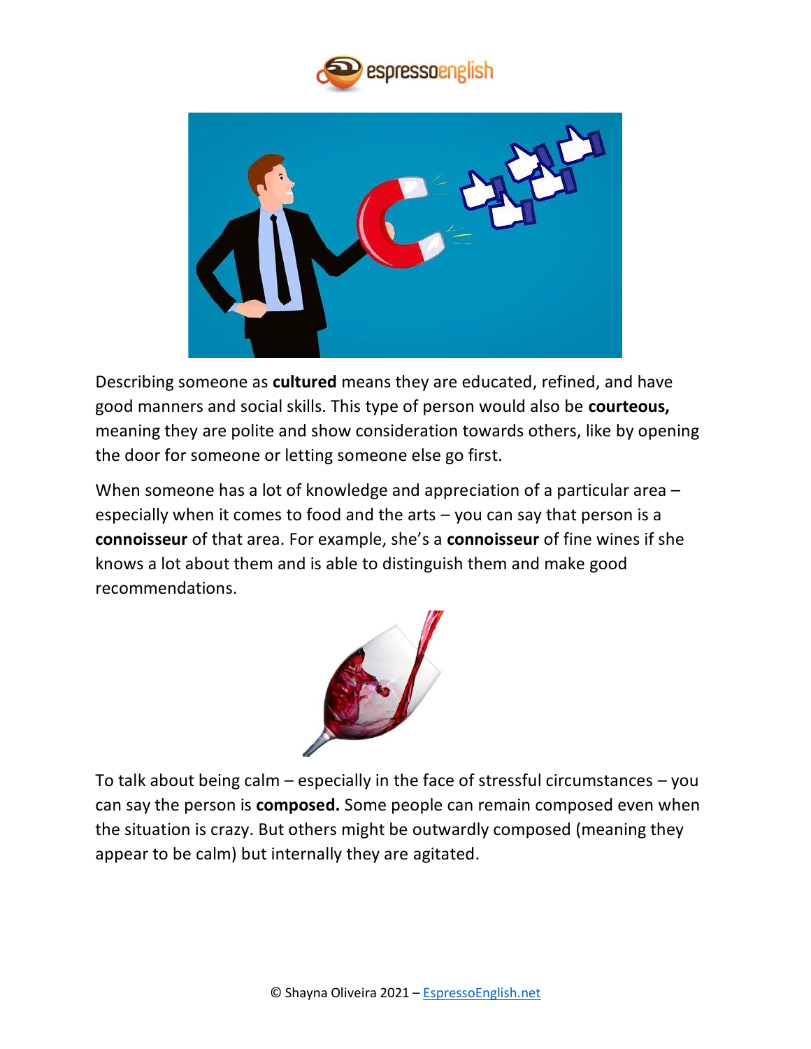Describing someone as **cultured** means they are educated, refined, and have good manners and social skills. This type of person would also be **courteous,** meaning they are polite and show consideration towards others, like by opening the door for someone or letting someone else go first.

When someone has a lot of knowledge and appreciation of a particular area – especially when it comes to food and the arts – you can say that person is a **connoisseur** of that area. For example, she's a **connoisseur** of fine wines if she knows a lot about them and is able to distinguish them and make good recommendations.

To talk about being calm – especially in the face of stressful circumstances – you can say the person is **composed.** Some people can remain composed even when the situation is crazy. But others might be outwardly composed (meaning they appear to be calm) but internally they are agitated.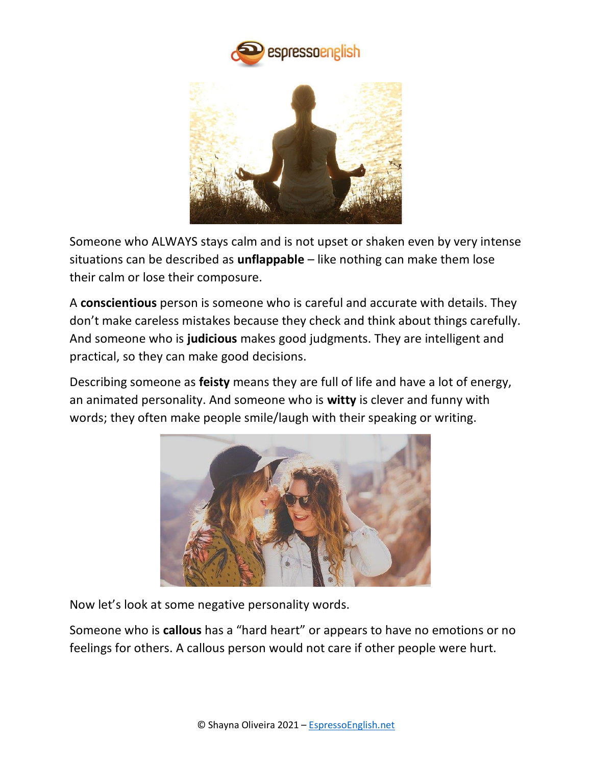Someone who ALWAYS stays calm and is not upset or shaken even by very intense situations can be described as **unflappable** – like nothing can make them lose their calm or lose their composure.

A **conscientious** person is someone who is careful and accurate with details. They don't make careless mistakes because they check and think about things carefully. And someone who is **judicious** makes good judgments. They are intelligent and practical, so they can make good decisions.

Describing someone as **feisty** means they are full of life and have a lot of energy, an animated personality. And someone who is **witty** is clever and funny with words; they often make people smile/laugh with their speaking or writing.

Now let's look at some negative personality words.

Someone who is **callous** has a "hard heart" or appears to have no emotions or no feelings for others. A callous person would not care if other people were hurt.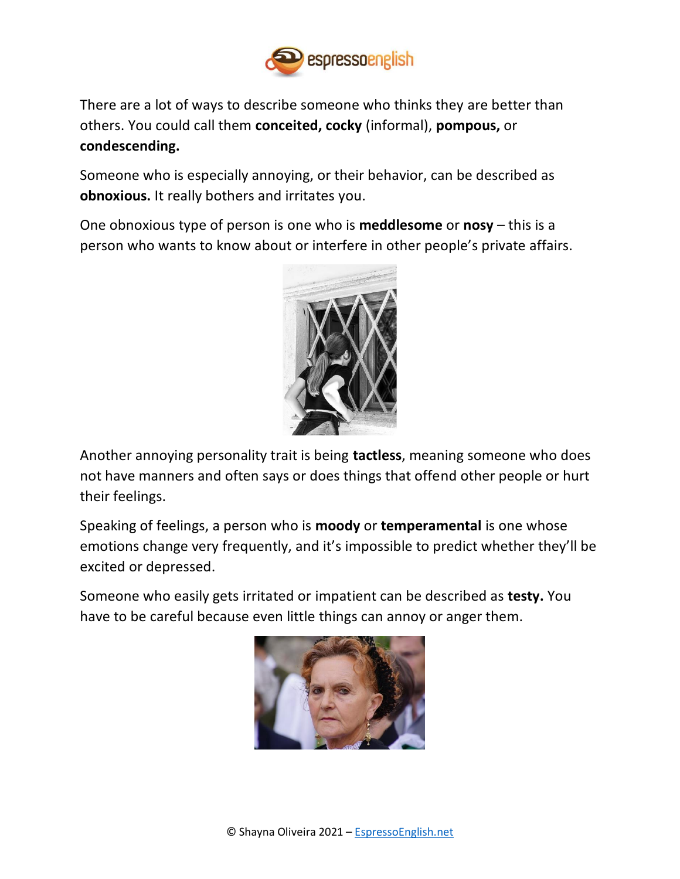There are a lot of ways to describe someone who thinks they are better than others. You could call them **conceited, cocky** (informal), **pompous,** or **condescending.**

Someone who is especially annoying, or their behavior, can be described as **obnoxious.** It really bothers and irritates you.

One obnoxious type of person is one who is **meddlesome** or **nosy** – this is a person who wants to know about or interfere in other people's private affairs.

Another annoying personality trait is being **tactless**, meaning someone who does not have manners and often says or does things that offend other people or hurt their feelings.

Speaking of feelings, a person who is **moody** or **temperamental** is one whose emotions change very frequently, and it's impossible to predict whether they'll be excited or depressed.

Someone who easily gets irritated or impatient can be described as **testy.** You have to be careful because even little things can annoy or anger them.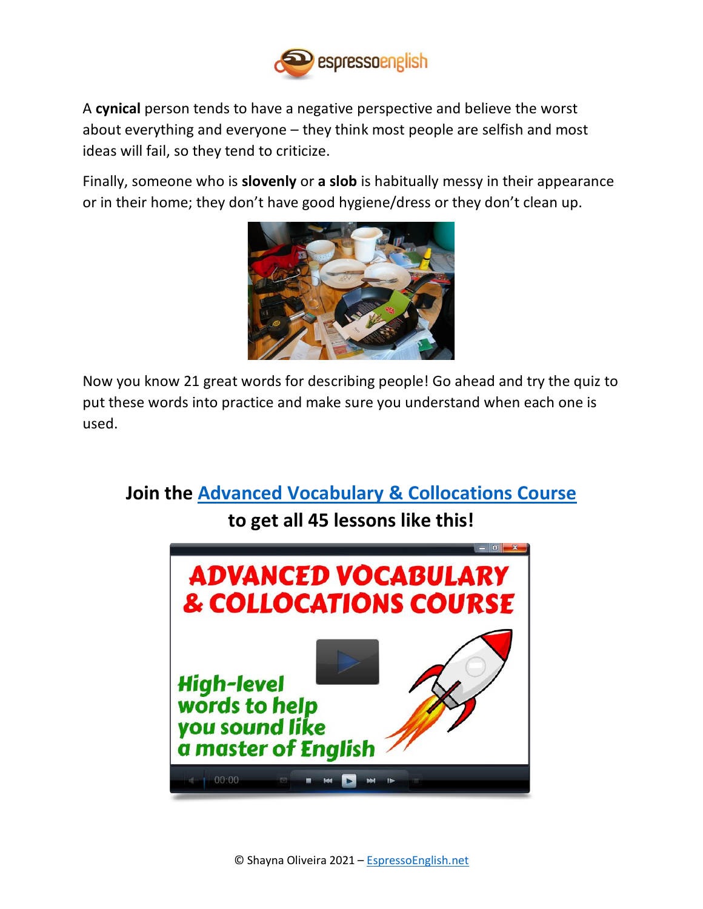A **cynical** person tends to have a negative perspective and believe the worst about everything and everyone – they think most people are selfish and most ideas will fail, so they tend to criticize.

Finally, someone who is **slovenly** or **a slob** is habitually messy in their appearance or in their home; they don't have good hygiene/dress or they don't clean up.

Now you know 21 great words for describing people! Go ahead and try the quiz to put these words into practice and make sure you understand when each one is used.

## Join the [Advanced Vocabulary & Collocations Course](#)
## to get all 45 lessons like this!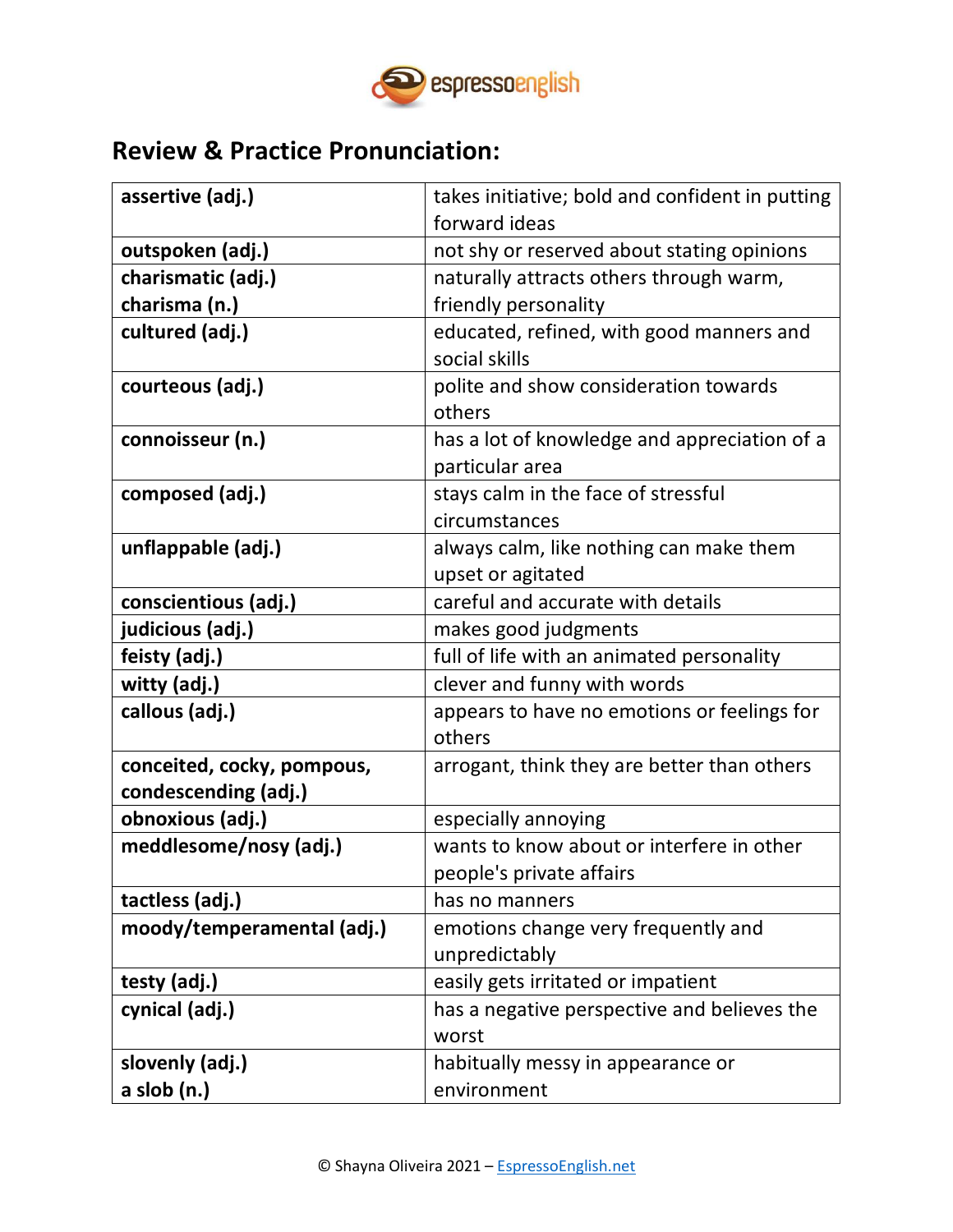## Review & Practice Pronunciation:

| | |
|---|---|
| **assertive (adj.)** | takes initiative; bold and confident in putting forward ideas |
| **outspoken (adj.)** | not shy or reserved about stating opinions |
| **charismatic (adj.)**<br>**charisma (n.)** | naturally attracts others through warm, friendly personality |
| **cultured (adj.)** | educated, refined, with good manners and social skills |
| **courteous (adj.)** | polite and show consideration towards others |
| **connoisseur (n.)** | has a lot of knowledge and appreciation of a particular area |
| **composed (adj.)** | stays calm in the face of stressful circumstances |
| **unflappable (adj.)** | always calm, like nothing can make them upset or agitated |
| **conscientious (adj.)** | careful and accurate with details |
| **judicious (adj.)** | makes good judgments |
| **feisty (adj.)** | full of life with an animated personality |
| **witty (adj.)** | clever and funny with words |
| **callous (adj.)** | appears to have no emotions or feelings for others |
| **conceited, cocky, pompous, condescending (adj.)** | arrogant, think they are better than others |
| **obnoxious (adj.)** | especially annoying |
| **meddlesome/nosy (adj.)** | wants to know about or interfere in other people's private affairs |
| **tactless (adj.)** | has no manners |
| **moody/temperamental (adj.)** | emotions change very frequently and unpredictably |
| **testy (adj.)** | easily gets irritated or impatient |
| **cynical (adj.)** | has a negative perspective and believes the worst |
| **slovenly (adj.)**<br>**a slob (n.)** | habitually messy in appearance or environment |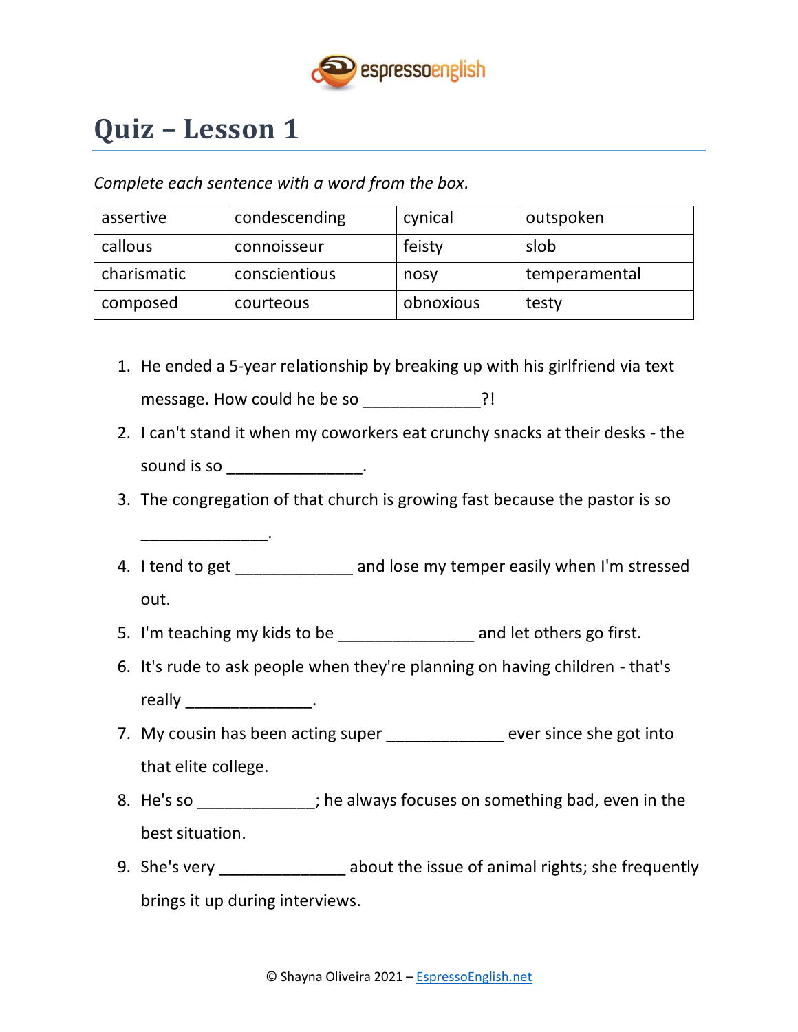# Quiz – Lesson 1

*Complete each sentence with a word from the box.*

| assertive | condescending | cynical | outspoken |
|---|---|---|---|
| callous | connoisseur | feisty | slob |
| charismatic | conscientious | nosy | temperamental |
| composed | courteous | obnoxious | testy |

1. He ended a 5-year relationship by breaking up with his girlfriend via text message. How could he be so _____________?!
2. I can't stand it when my coworkers eat crunchy snacks at their desks - the sound is so _______________.
3. The congregation of that church is growing fast because the pastor is so ______________.
4. I tend to get _____________ and lose my temper easily when I'm stressed out.
5. I'm teaching my kids to be _______________ and let others go first.
6. It's rude to ask people when they're planning on having children - that's really ______________.
7. My cousin has been acting super _____________ ever since she got into that elite college.
8. He's so _____________; he always focuses on something bad, even in the best situation.
9. She's very ______________ about the issue of animal rights; she frequently brings it up during interviews.

© Shayna Oliveira 2021 – EspressoEnglish.net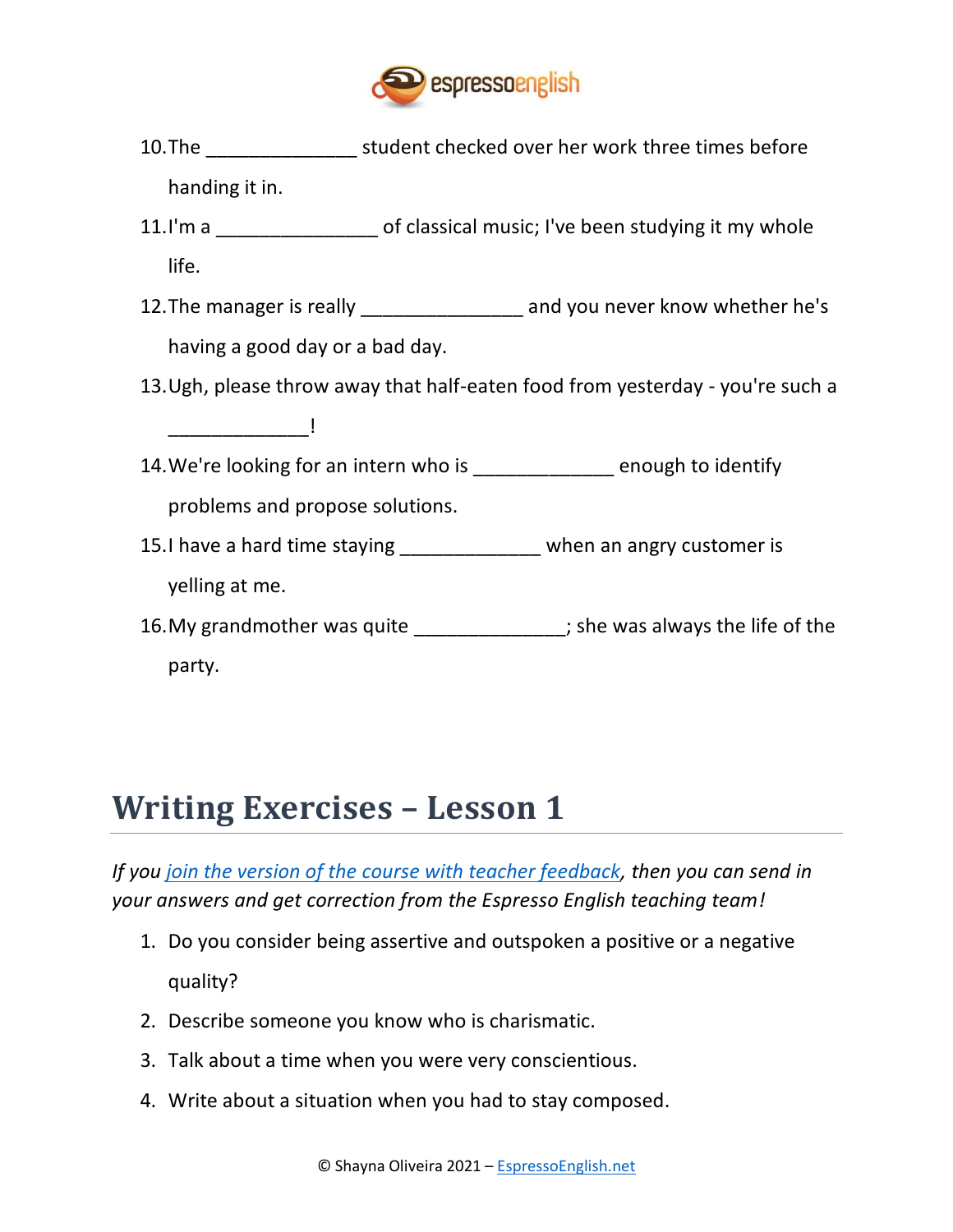10. The ______________ student checked over her work three times before handing it in.
11. I'm a _______________ of classical music; I've been studying it my whole life.
12. The manager is really _______________ and you never know whether he's having a good day or a bad day.
13. Ugh, please throw away that half-eaten food from yesterday - you're such a _____________!
14. We're looking for an intern who is _____________ enough to identify problems and propose solutions.
15. I have a hard time staying _____________ when an angry customer is yelling at me.
16. My grandmother was quite ______________; she was always the life of the party.

## Writing Exercises – Lesson 1

*If you join the version of the course with teacher feedback, then you can send in your answers and get correction from the Espresso English teaching team!*

1. Do you consider being assertive and outspoken a positive or a negative quality?
2. Describe someone you know who is charismatic.
3. Talk about a time when you were very conscientious.
4. Write about a situation when you had to stay composed.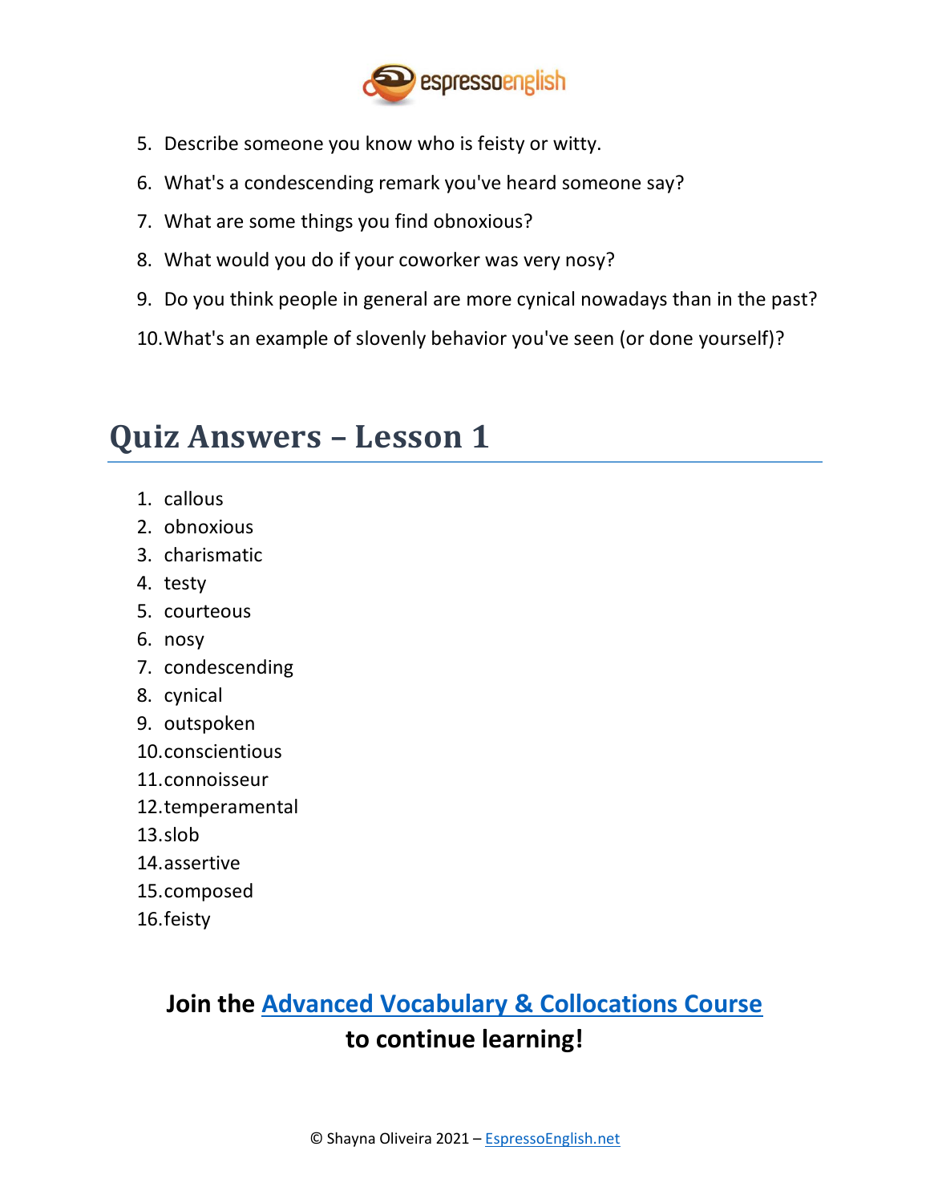5. Describe someone you know who is feisty or witty.
6. What's a condescending remark you've heard someone say?
7. What are some things you find obnoxious?
8. What would you do if your coworker was very nosy?
9. Do you think people in general are more cynical nowadays than in the past?
10. What's an example of slovenly behavior you've seen (or done yourself)?

## Quiz Answers – Lesson 1

1. callous
2. obnoxious
3. charismatic
4. testy
5. courteous
6. nosy
7. condescending
8. cynical
9. outspoken
10. conscientious
11. connoisseur
12. temperamental
13. slob
14. assertive
15. composed
16. feisty

**Join the [Advanced Vocabulary & Collocations Course](Advanced Vocabulary & Collocations Course) to continue learning!**

© Shayna Oliveira 2021 – EspressoEnglish.net